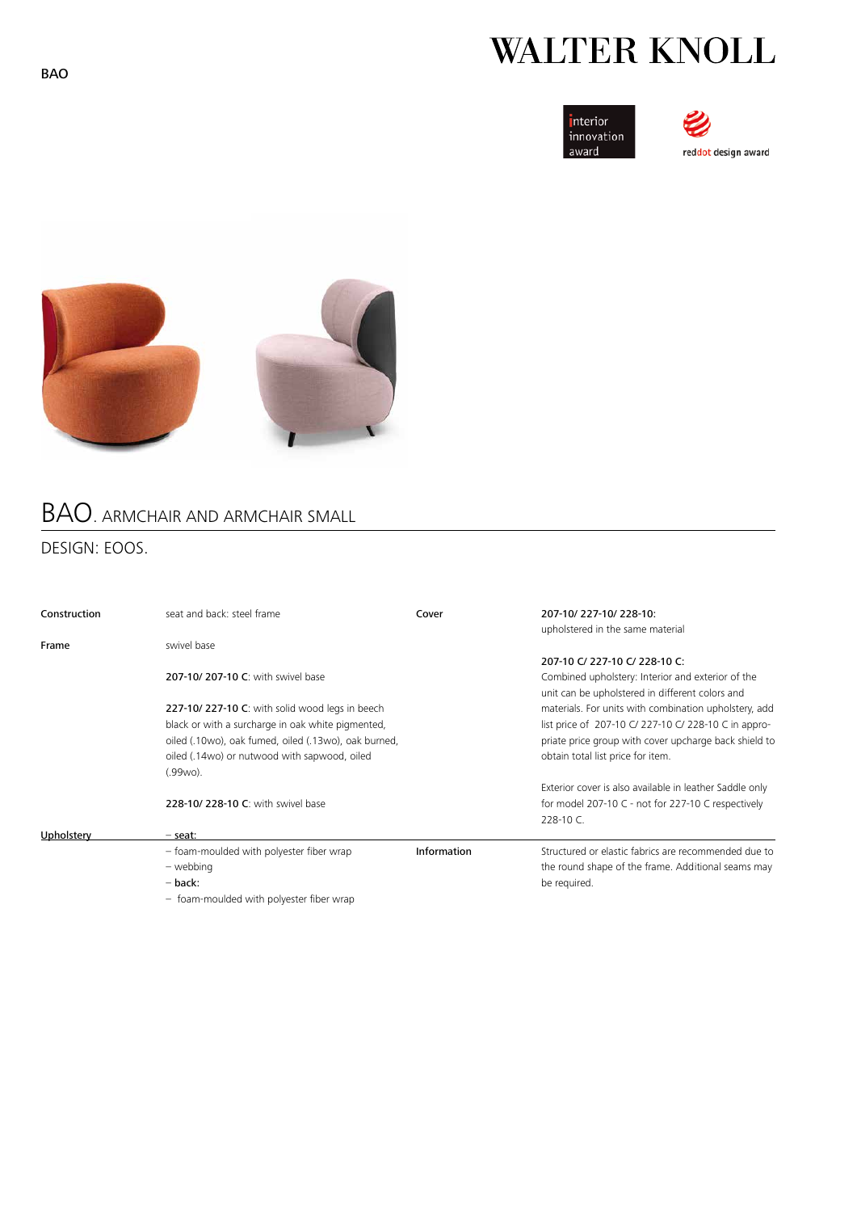BAO

WALTER KNOLL

interior innovation award

reddot design award

# BAO. ARMCHAIR AND ARMCHAIR SMALL

## DESIGN: EOOS.

**Construction**

seat and back: steel frame

**Frame**

swivel base

**207-10/ 207-10 C**: with swivel base

**227-10/ 227-10 C**: with solid wood legs in beech black or with a surcharge in oak white pigmented, oiled (.10wo), oak fumed, oiled (.13wo), oak burned, oiled (.14wo) or nutwood with sapwood, oiled (.99wo).

**228-10/ 228-10 C**: with swivel base

**Upholstery**

– **seat:**
– foam-moulded with polyester fiber wrap
– webbing
– **back:**
– foam-moulded with polyester fiber wrap

**Cover**

207-10/ 227-10/ 228-10:
upholstered in the same material

207-10 C/ 227-10 C/ 228-10 C:
Combined upholstery: Interior and exterior of the unit can be upholstered in different colors and materials. For units with combination upholstery, add list price of 207-10 C/ 227-10 C/ 228-10 C in appropriate price group with cover upcharge back shield to obtain total list price for item.

Exterior cover is also available in leather Saddle only for model 207-10 C - not for 227-10 C respectively 228-10 C.

**Information**

Structured or elastic fabrics are recommended due to the round shape of the frame. Additional seams may be required.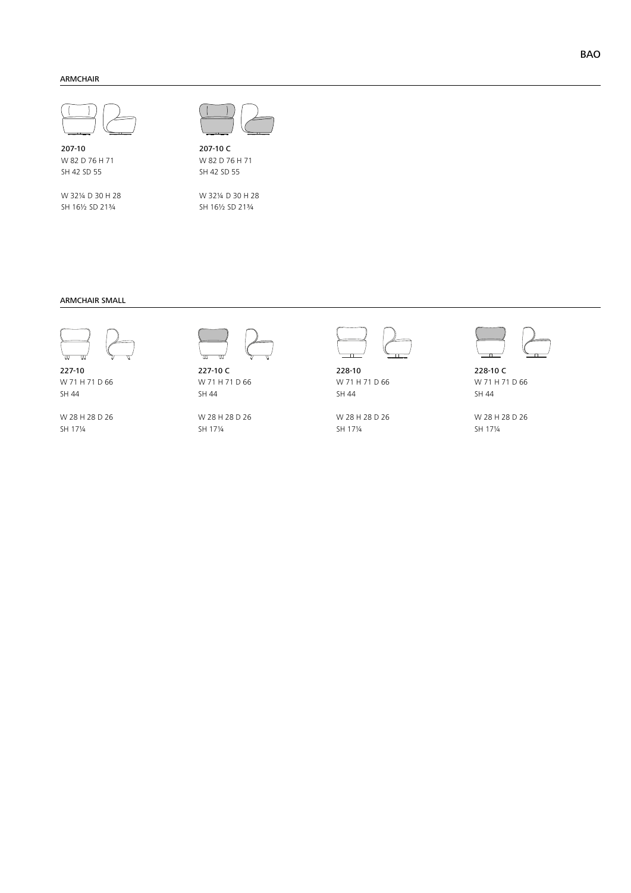## ARMCHAIR

**207-10**
W 82 D 76 H 71
SH 42 SD 55

W 32¼ D 30 H 28
SH 16½ SD 21¾

**207-10 C**
W 82 D 76 H 71
SH 42 SD 55

W 32¼ D 30 H 28
SH 16½ SD 21¾

## ARMCHAIR SMALL

**227-10**
W 71 H 71 D 66
SH 44

W 28 H 28 D 26
SH 17¼

**227-10 C**
W 71 H 71 D 66
SH 44

W 28 H 28 D 26
SH 17¼

**228-10**
W 71 H 71 D 66
SH 44

W 28 H 28 D 26
SH 17¼

**228-10 C**
W 71 H 71 D 66
SH 44

W 28 H 28 D 26
SH 17¼